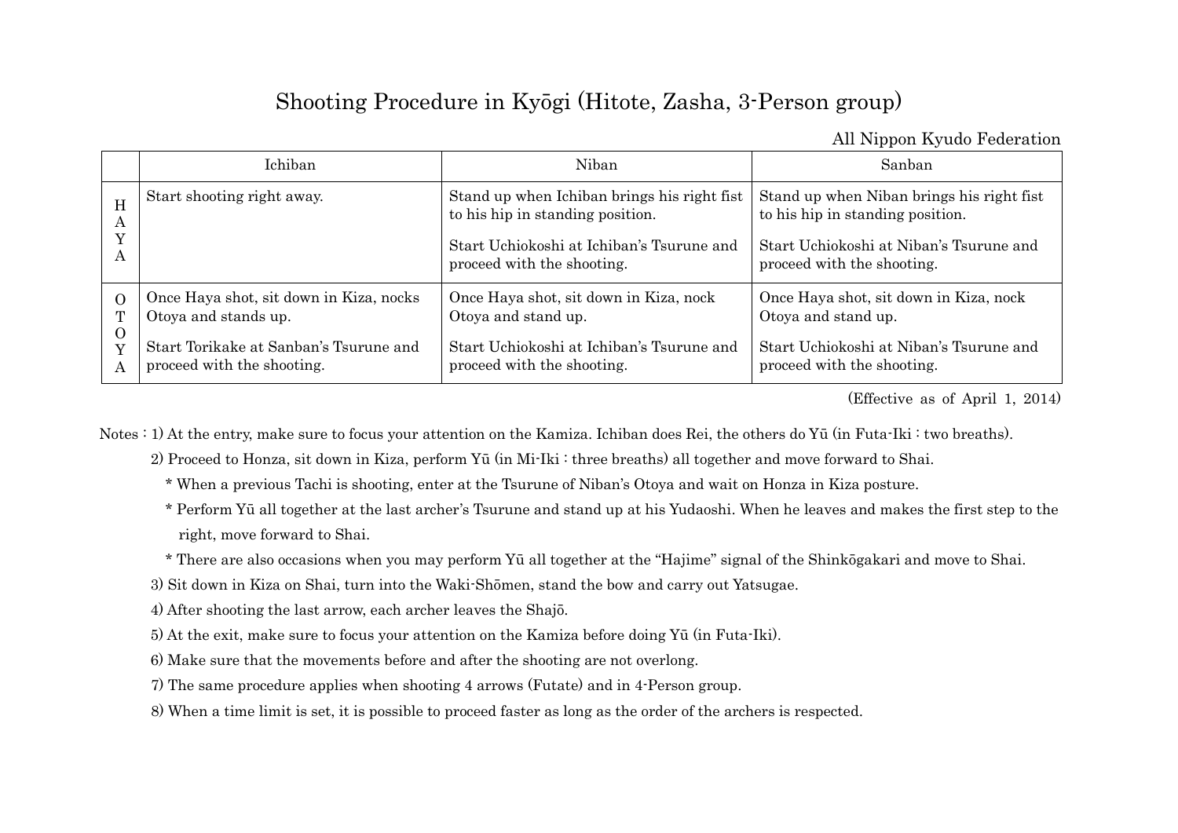# Shooting Procedure in Kyōgi (Hitote, Zasha, 3-Person group)

All Nippon Kyudo Federation

| | Ichiban | Niban | Sanban |
|---|---|---|---|
| HAYA | Start shooting right away. | Stand up when Ichiban brings his right fist to his hip in standing position.<br><br>Start Uchiokoshi at Ichiban's Tsurune and proceed with the shooting. | Stand up when Niban brings his right fist to his hip in standing position.<br><br>Start Uchiokoshi at Niban's Tsurune and proceed with the shooting. |
| OTOYA | Once Haya shot, sit down in Kiza, nocks Otoya and stands up.<br><br>Start Torikake at Sanban's Tsurune and proceed with the shooting. | Once Haya shot, sit down in Kiza, nock Otoya and stand up.<br><br>Start Uchiokoshi at Ichiban's Tsurune and proceed with the shooting. | Once Haya shot, sit down in Kiza, nock Otoya and stand up.<br><br>Start Uchiokoshi at Niban's Tsurune and proceed with the shooting. |

(Effective as of April 1, 2014)

Notes : 1) At the entry, make sure to focus your attention on the Kamiza. Ichiban does Rei, the others do Yū (in Futa-Iki : two breaths).

2) Proceed to Honza, sit down in Kiza, perform Yū (in Mi-Iki : three breaths) all together and move forward to Shai.

* When a previous Tachi is shooting, enter at the Tsurune of Niban's Otoya and wait on Honza in Kiza posture.
* Perform Yū all together at the last archer's Tsurune and stand up at his Yudaoshi. When he leaves and makes the first step to the right, move forward to Shai.
* There are also occasions when you may perform Yū all together at the "Hajime" signal of the Shinkōgakari and move to Shai.

3) Sit down in Kiza on Shai, turn into the Waki-Shōmen, stand the bow and carry out Yatsugae.

4) After shooting the last arrow, each archer leaves the Shajō.

5) At the exit, make sure to focus your attention on the Kamiza before doing Yū (in Futa-Iki).

6) Make sure that the movements before and after the shooting are not overlong.

7) The same procedure applies when shooting 4 arrows (Futate) and in 4-Person group.

8) When a time limit is set, it is possible to proceed faster as long as the order of the archers is respected.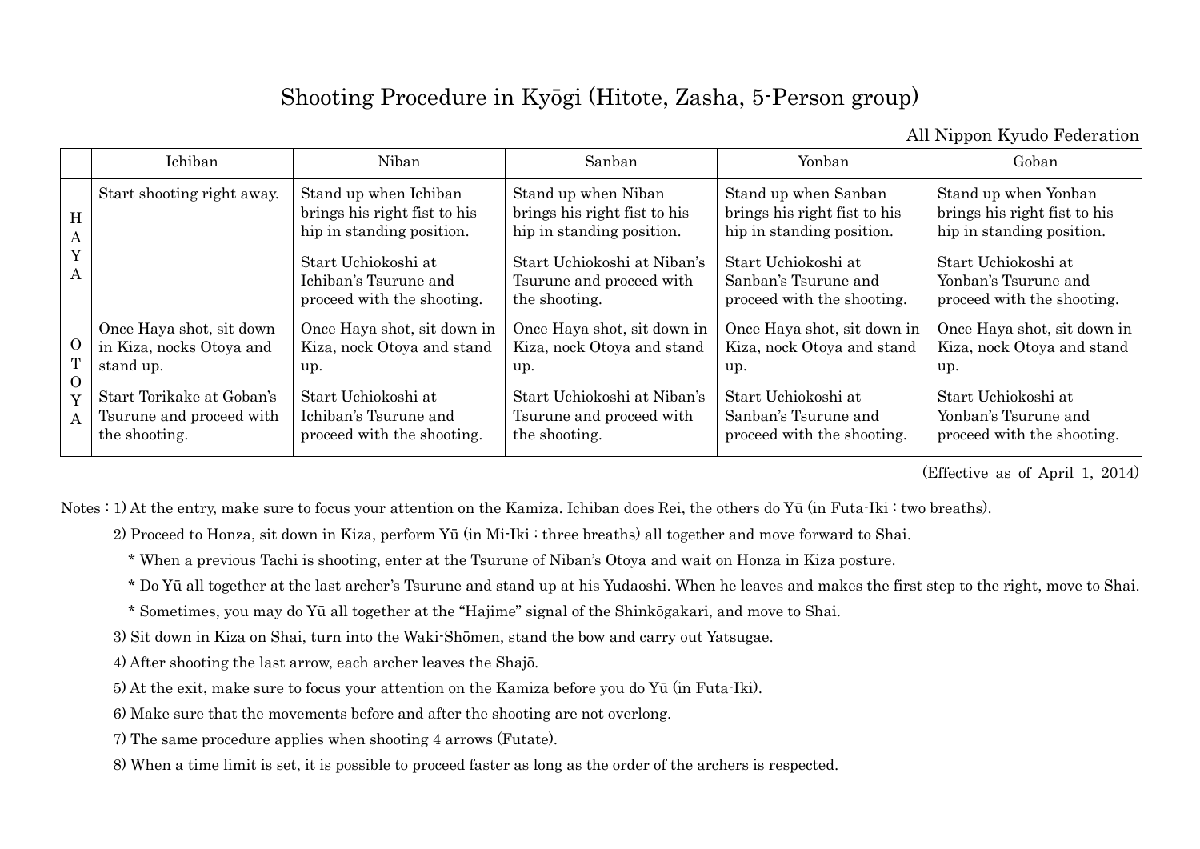# Shooting Procedure in Kyōgi (Hitote, Zasha, 5-Person group)

All Nippon Kyudo Federation

| | Ichiban | Niban | Sanban | Yonban | Goban |
|---|---|---|---|---|---|
| HAYA | Start shooting right away. | Stand up when Ichiban brings his right fist to his hip in standing position.<br><br>Start Uchiokoshi at Ichiban's Tsurune and proceed with the shooting. | Stand up when Niban brings his right fist to his hip in standing position.<br><br>Start Uchiokoshi at Niban's Tsurune and proceed with the shooting. | Stand up when Sanban brings his right fist to his hip in standing position.<br><br>Start Uchiokoshi at Sanban's Tsurune and proceed with the shooting. | Stand up when Yonban brings his right fist to his hip in standing position.<br><br>Start Uchiokoshi at Yonban's Tsurune and proceed with the shooting. |
| OTOYA | Once Haya shot, sit down in Kiza, nocks Otoya and stand up.<br><br>Start Torikake at Goban's Tsurune and proceed with the shooting. | Once Haya shot, sit down in Kiza, nock Otoya and stand up.<br><br>Start Uchiokoshi at Ichiban's Tsurune and proceed with the shooting. | Once Haya shot, sit down in Kiza, nock Otoya and stand up.<br><br>Start Uchiokoshi at Niban's Tsurune and proceed with the shooting. | Once Haya shot, sit down in Kiza, nock Otoya and stand up.<br><br>Start Uchiokoshi at Sanban's Tsurune and proceed with the shooting. | Once Haya shot, sit down in Kiza, nock Otoya and stand up.<br><br>Start Uchiokoshi at Yonban's Tsurune and proceed with the shooting. |

(Effective as of April 1, 2014)

Notes : 1) At the entry, make sure to focus your attention on the Kamiza. Ichiban does Rei, the others do Yū (in Futa-Iki : two breaths).

2) Proceed to Honza, sit down in Kiza, perform Yū (in Mi-Iki : three breaths) all together and move forward to Shai.

\* When a previous Tachi is shooting, enter at the Tsurune of Niban's Otoya and wait on Honza in Kiza posture.

\* Do Yū all together at the last archer's Tsurune and stand up at his Yudaoshi. When he leaves and makes the first step to the right, move to Shai.

\* Sometimes, you may do Yū all together at the "Hajime" signal of the Shinkōgakari, and move to Shai.

3) Sit down in Kiza on Shai, turn into the Waki-Shōmen, stand the bow and carry out Yatsugae.

4) After shooting the last arrow, each archer leaves the Shajō.

5) At the exit, make sure to focus your attention on the Kamiza before you do Yū (in Futa-Iki).

6) Make sure that the movements before and after the shooting are not overlong.

7) The same procedure applies when shooting 4 arrows (Futate).

8) When a time limit is set, it is possible to proceed faster as long as the order of the archers is respected.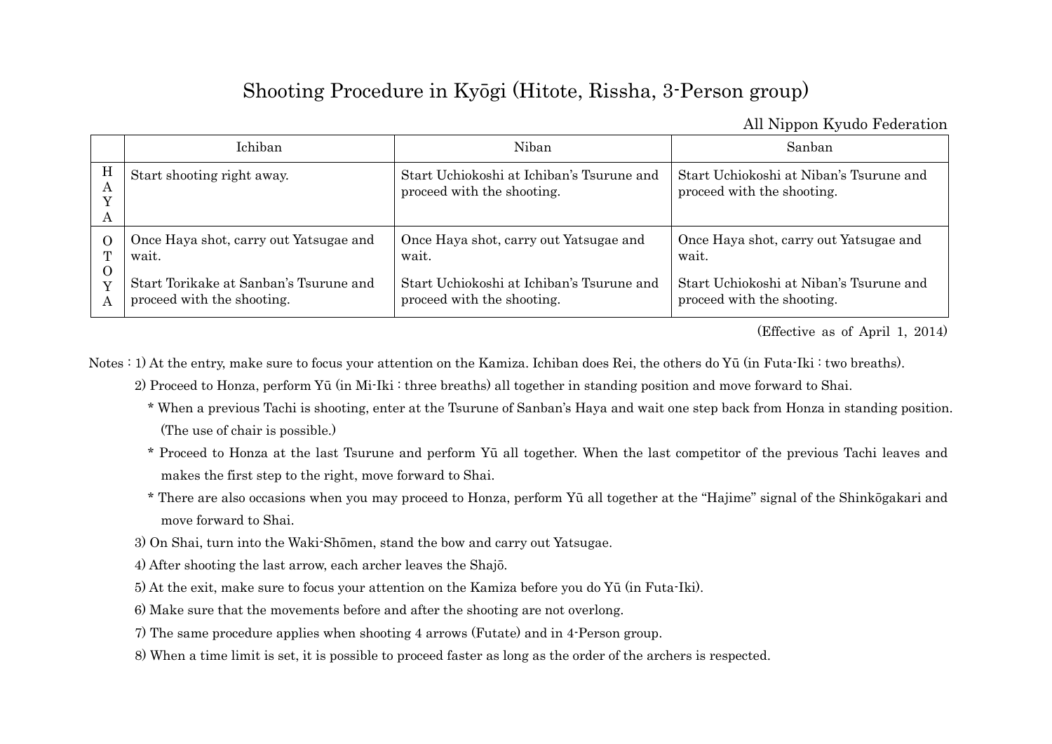# Shooting Procedure in Kyōgi (Hitote, Rissha, 3-Person group)

All Nippon Kyudo Federation

| | Ichiban | Niban | Sanban |
|---|---|---|---|
| HAYA | Start shooting right away. | Start Uchiokoshi at Ichiban's Tsurune and proceed with the shooting. | Start Uchiokoshi at Niban's Tsurune and proceed with the shooting. |
| OTOYA | Once Haya shot, carry out Yatsugae and wait. Start Torikake at Sanban's Tsurune and proceed with the shooting. | Once Haya shot, carry out Yatsugae and wait. Start Uchiokoshi at Ichiban's Tsurune and proceed with the shooting. | Once Haya shot, carry out Yatsugae and wait. Start Uchiokoshi at Niban's Tsurune and proceed with the shooting. |

(Effective as of April 1, 2014)

Notes : 1) At the entry, make sure to focus your attention on the Kamiza. Ichiban does Rei, the others do Yū (in Futa-Iki : two breaths).

2) Proceed to Honza, perform Yū (in Mi-Iki : three breaths) all together in standing position and move forward to Shai.

* When a previous Tachi is shooting, enter at the Tsurune of Sanban's Haya and wait one step back from Honza in standing position. (The use of chair is possible.)

* Proceed to Honza at the last Tsurune and perform Yū all together. When the last competitor of the previous Tachi leaves and makes the first step to the right, move forward to Shai.

* There are also occasions when you may proceed to Honza, perform Yū all together at the "Hajime" signal of the Shinkōgakari and move forward to Shai.

3) On Shai, turn into the Waki-Shōmen, stand the bow and carry out Yatsugae.

4) After shooting the last arrow, each archer leaves the Shajō.

5) At the exit, make sure to focus your attention on the Kamiza before you do Yū (in Futa-Iki).

6) Make sure that the movements before and after the shooting are not overlong.

7) The same procedure applies when shooting 4 arrows (Futate) and in 4-Person group.

8) When a time limit is set, it is possible to proceed faster as long as the order of the archers is respected.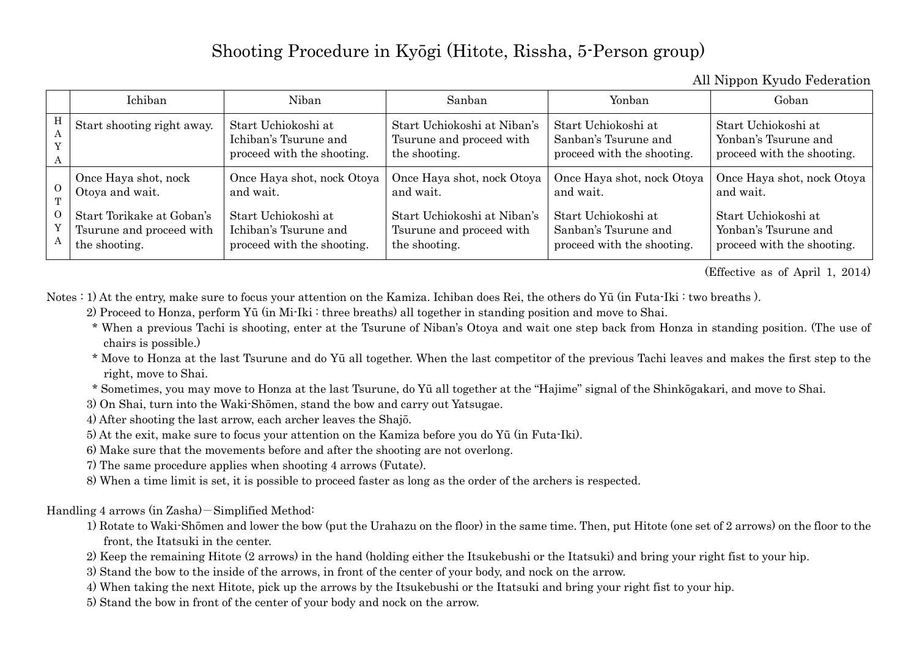# Shooting Procedure in Kyōgi (Hitote, Rissha, 5-Person group)

All Nippon Kyudo Federation

| | Ichiban | Niban | Sanban | Yonban | Goban |
|---|---|---|---|---|---|
| HAYA | Start shooting right away. | Start Uchiokoshi at Ichiban's Tsurune and proceed with the shooting. | Start Uchiokoshi at Niban's Tsurune and proceed with the shooting. | Start Uchiokoshi at Sanban's Tsurune and proceed with the shooting. | Start Uchiokoshi at Yonban's Tsurune and proceed with the shooting. |
| OTOYA | Once Haya shot, nock Otoya and wait. Start Torikake at Goban's Tsurune and proceed with the shooting. | Once Haya shot, nock Otoya and wait. Start Uchiokoshi at Ichiban's Tsurune and proceed with the shooting. | Once Haya shot, nock Otoya and wait. Start Uchiokoshi at Niban's Tsurune and proceed with the shooting. | Once Haya shot, nock Otoya and wait. Start Uchiokoshi at Sanban's Tsurune and proceed with the shooting. | Once Haya shot, nock Otoya and wait. Start Uchiokoshi at Yonban's Tsurune and proceed with the shooting. |

(Effective as of April 1, 2014)

Notes : 1) At the entry, make sure to focus your attention on the Kamiza. Ichiban does Rei, the others do Yū (in Futa-Iki : two breaths ).

2) Proceed to Honza, perform Yū (in Mi-Iki : three breaths) all together in standing position and move to Shai.

\* When a previous Tachi is shooting, enter at the Tsurune of Niban's Otoya and wait one step back from Honza in standing position. (The use of chairs is possible.)

\* Move to Honza at the last Tsurune and do Yū all together. When the last competitor of the previous Tachi leaves and makes the first step to the right, move to Shai.

\* Sometimes, you may move to Honza at the last Tsurune, do Yū all together at the "Hajime" signal of the Shinkōgakari, and move to Shai.

3) On Shai, turn into the Waki-Shōmen, stand the bow and carry out Yatsugae.

4) After shooting the last arrow, each archer leaves the Shajō.

5) At the exit, make sure to focus your attention on the Kamiza before you do Yū (in Futa-Iki).

6) Make sure that the movements before and after the shooting are not overlong.

7) The same procedure applies when shooting 4 arrows (Futate).

8) When a time limit is set, it is possible to proceed faster as long as the order of the archers is respected.

Handling 4 arrows (in Zasha)－Simplified Method:

1) Rotate to Waki-Shōmen and lower the bow (put the Urahazu on the floor) in the same time. Then, put Hitote (one set of 2 arrows) on the floor to the front, the Itatsuki in the center.

2) Keep the remaining Hitote (2 arrows) in the hand (holding either the Itsukebushi or the Itatsuki) and bring your right fist to your hip.

3) Stand the bow to the inside of the arrows, in front of the center of your body, and nock on the arrow.

4) When taking the next Hitote, pick up the arrows by the Itsukebushi or the Itatsuki and bring your right fist to your hip.

5) Stand the bow in front of the center of your body and nock on the arrow.